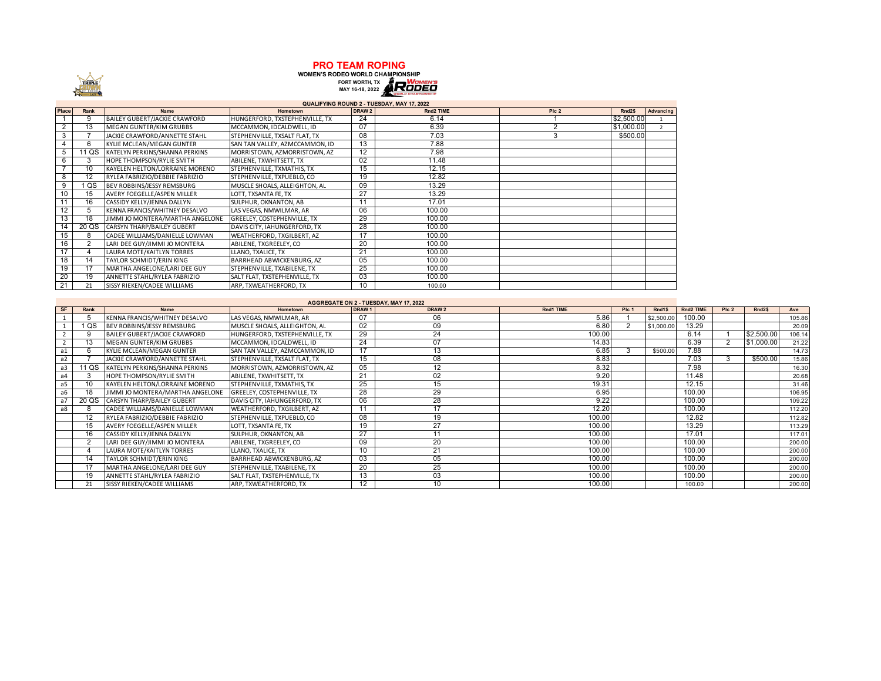# PRO TEAM ROPING

**WOMEN'S RODEO WORLD CHAMPIONSHIP**

FORT WORTH, TX
MAY 16-18, 2022

## QUALIFYING ROUND 2 - TUESDAY, MAY 17, 2022

| Place | Rank | Name | Hometown | DRAW 2 | Rnd2 TIME | Plc 2 | Rnd2$ | Advancing |
|---|---|---|---|---|---|---|---|---|
| 1 | 9 | BAILEY GUBERT/JACKIE CRAWFORD | HUNGERFORD, TXSTEPHENVILLE, TX | 24 | 6.14 | 1 | $2,500.00 | 1 |
| 2 | 13 | MEGAN GUNTER/KIM GRUBBS | MCCAMMON, IDCALDWELL, ID | 07 | 6.39 | 2 | $1,000.00 | 2 |
| 3 | 7 | JACKIE CRAWFORD/ANNETTE STAHL | STEPHENVILLE, TXSALT FLAT, TX | 08 | 7.03 | 3 | $500.00 | |
| 4 | 6 | KYLIE MCLEAN/MEGAN GUNTER | SAN TAN VALLEY, AZMCCAMMON, ID | 13 | 7.88 | | | |
| 5 | 11 QS | KATELYN PERKINS/SHANNA PERKINS | MORRISTOWN, AZMORRISTOWN, AZ | 12 | 7.98 | | | |
| 6 | 3 | HOPE THOMPSON/RYLIE SMITH | ABILENE, TXWHITSETT, TX | 02 | 11.48 | | | |
| 7 | 10 | KAYELEN HELTON/LORRAINE MORENO | STEPHENVILLE, TXMATHIS, TX | 15 | 12.15 | | | |
| 8 | 12 | RYLEA FABRIZIO/DEBBIE FABRIZIO | STEPHENVILLE, TXPUEBLO, CO | 19 | 12.82 | | | |
| 9 | 1 QS | BEV ROBBINS/JESSY REMSBURG | MUSCLE SHOALS, ALLEIGHTON, AL | 09 | 13.29 | | | |
| 10 | 15 | AVERY FOEGELLE/ASPEN MILLER | LOTT, TXSANTA FE, TX | 27 | 13.29 | | | |
| 11 | 16 | CASSIDY KELLY/JENNA DALLYN | SULPHUR, OKNANTON, AB | 11 | 17.01 | | | |
| 12 | 5 | KENNA FRANCIS/WHITNEY DESALVO | LAS VEGAS, NMWILMAR, AR | 06 | 100.00 | | | |
| 13 | 18 | JIMMI JO MONTERA/MARTHA ANGELONE | GREELEY, COSTEPHENVILLE, TX | 29 | 100.00 | | | |
| 14 | 20 QS | CARSYN THARP/BAILEY GUBERT | DAVIS CITY, IAHUNGERFORD, TX | 28 | 100.00 | | | |
| 15 | 8 | CADEE WILLIAMS/DANIELLE LOWMAN | WEATHERFORD, TXGILBERT, AZ | 17 | 100.00 | | | |
| 16 | 2 | LARI DEE GUY/JIMMI JO MONTERA | ABILENE, TXGREELEY, CO | 20 | 100.00 | | | |
| 17 | 4 | LAURA MOTE/KAITLYN TORRES | LLANO, TXALICE, TX | 21 | 100.00 | | | |
| 18 | 14 | TAYLOR SCHMIDT/ERIN KING | BARRHEAD ABWICKENBURG, AZ | 05 | 100.00 | | | |
| 19 | 17 | MARTHA ANGELONE/LARI DEE GUY | STEPHENVILLE, TXABILENE, TX | 25 | 100.00 | | | |
| 20 | 19 | ANNETTE STAHL/RYLEA FABRIZIO | SALT FLAT, TXSTEPHENVILLE, TX | 03 | 100.00 | | | |
| 21 | 21 | SISSY RIEKEN/CADEE WILLIAMS | ARP, TXWEATHERFORD, TX | 10 | 100.00 | | | |

## AGGREGATE ON 2 - TUESDAY, MAY 17, 2022

| SF | Rank | Name | Hometown | DRAW 1 | DRAW 2 | Rnd1 TIME | Plc 1 | Rnd1$ | Rnd2 TIME | Plc 2 | Rnd2$ | Ave |
|---|---|---|---|---|---|---|---|---|---|---|---|---|
| 1 | 5 | KENNA FRANCIS/WHITNEY DESALVO | LAS VEGAS, NMWILMAR, AR | 07 | 06 | 5.86 | 1 | $2,500.00 | 100.00 | | | 105.86 |
| 1 | 1 QS | BEV ROBBINS/JESSY REMSBURG | MUSCLE SHOALS, ALLEIGHTON, AL | 02 | 09 | 6.80 | 2 | $1,000.00 | 13.29 | | | 20.09 |
| 2 | 9 | BAILEY GUBERT/JACKIE CRAWFORD | HUNGERFORD, TXSTEPHENVILLE, TX | 29 | 24 | 100.00 | | | 6.14 | 1 | $2,500.00 | 106.14 |
| 2 | 13 | MEGAN GUNTER/KIM GRUBBS | MCCAMMON, IDCALDWELL, ID | 24 | 07 | 14.83 | | | 6.39 | 2 | $1,000.00 | 21.22 |
| a1 | 6 | KYLIE MCLEAN/MEGAN GUNTER | SAN TAN VALLEY, AZMCCAMMON, ID | 17 | 13 | 6.85 | 3 | $500.00 | 7.88 | | | 14.73 |
| a2 | 7 | JACKIE CRAWFORD/ANNETTE STAHL | STEPHENVILLE, TXSALT FLAT, TX | 15 | 08 | 8.83 | | | 7.03 | 3 | $500.00 | 15.86 |
| a3 | 11 QS | KATELYN PERKINS/SHANNA PERKINS | MORRISTOWN, AZMORRISTOWN, AZ | 05 | 12 | 8.32 | | | 7.98 | | | 16.30 |
| a4 | 3 | HOPE THOMPSON/RYLIE SMITH | ABILENE, TXWHITSETT, TX | 21 | 02 | 9.20 | | | 11.48 | | | 20.68 |
| a5 | 10 | KAYELEN HELTON/LORRAINE MORENO | STEPHENVILLE, TXMATHIS, TX | 25 | 15 | 19.31 | | | 12.15 | | | 31.46 |
| a6 | 18 | JIMMI JO MONTERA/MARTHA ANGELONE | GREELEY, COSTEPHENVILLE, TX | 28 | 29 | 6.95 | | | 100.00 | | | 106.95 |
| a7 | 20 QS | CARSYN THARP/BAILEY GUBERT | DAVIS CITY, IAHUNGERFORD, TX | 06 | 28 | 9.22 | | | 100.00 | | | 109.22 |
| a8 | 8 | CADEE WILLIAMS/DANIELLE LOWMAN | WEATHERFORD, TXGILBERT, AZ | 11 | 17 | 12.20 | | | 100.00 | | | 112.20 |
| | 12 | RYLEA FABRIZIO/DEBBIE FABRIZIO | STEPHENVILLE, TXPUEBLO, CO | 08 | 19 | 100.00 | | | 12.82 | | | 112.82 |
| | 15 | AVERY FOEGELLE/ASPEN MILLER | LOTT, TXSANTA FE, TX | 19 | 27 | 100.00 | | | 13.29 | | | 113.29 |
| | 16 | CASSIDY KELLY/JENNA DALLYN | SULPHUR, OKNANTON, AB | 27 | 11 | 100.00 | | | 17.01 | | | 117.01 |
| | 2 | LARI DEE GUY/JIMMI JO MONTERA | ABILENE, TXGREELEY, CO | 09 | 20 | 100.00 | | | 100.00 | | | 200.00 |
| | 4 | LAURA MOTE/KAITLYN TORRES | LLANO, TXALICE, TX | 10 | 21 | 100.00 | | | 100.00 | | | 200.00 |
| | 14 | TAYLOR SCHMIDT/ERIN KING | BARRHEAD ABWICKENBURG, AZ | 03 | 05 | 100.00 | | | 100.00 | | | 200.00 |
| | 17 | MARTHA ANGELONE/LARI DEE GUY | STEPHENVILLE, TXABILENE, TX | 20 | 25 | 100.00 | | | 100.00 | | | 200.00 |
| | 19 | ANNETTE STAHL/RYLEA FABRIZIO | SALT FLAT, TXSTEPHENVILLE, TX | 13 | 03 | 100.00 | | | 100.00 | | | 200.00 |
| | 21 | SISSY RIEKEN/CADEE WILLIAMS | ARP, TXWEATHERFORD, TX | 12 | 10 | 100.00 | | | 100.00 | | | 200.00 |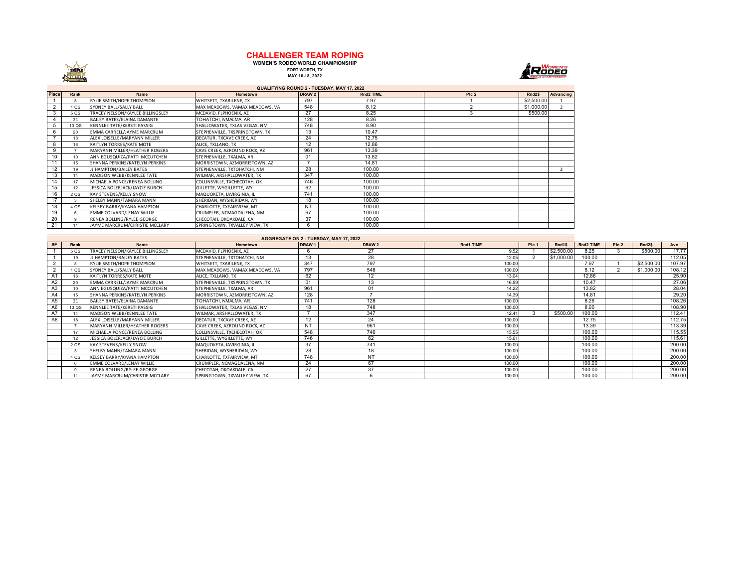# CHALLENGER TEAM ROPING

**WOMEN'S RODEO WORLD CHAMPIONSHIP**

**FORT WORTH, TX**

**MAY 16-18, 2022**

## QUALIFYING ROUND 2 - TUESDAY, MAY 17, 2022

| Place | Rank | Name | Hometown | DRAW 2 | Rnd2 TIME | Plc 2 | Rnd2$ | Advancing |
|---|---|---|---|---|---|---|---|---|
| 1 | 8 | RYLIE SMITH/HOPE THOMPSON | WHITSETT, TXABILENE, TX | 797 | 7.97 | 1 | $2,500.00 | 1 |
| 2 | 1 QS | SYDNEY BALL/SALLY BALL | MAX MEADOWS, VAMAX MEADOWS, VA | 548 | 8.12 | 2 | $1,000.00 | 2 |
| 3 | 5 QS | TRACEY NELSON/KAYLEE BILLINGSLEY | MCDAVID, FLPHOENIX, AZ | 27 | 8.25 | 3 | $500.00 | |
| 4 | 21 | BAILEY BATES/ELAINA DAMANTE | TOHATCHI, NMALMA, AR | 128 | 8.26 | | | |
| 5 | 13 QS | KENNLEE TATE/KERSTI PASSIG | SHALLOWATER, TXLAS VEGAS, NM | 748 | 8.90 | | | |
| 6 | 20 | EMMA CARRELL/JAYME MARCRUM | STEPHENVILLE, TXSPRINGTOWN, TX | 13 | 10.47 | | | |
| 7 | 18 | ALEX LOISELLE/MARYANN MILLER | DECATUR, TXCAVE CREEK, AZ | 24 | 12.75 | | | |
| 8 | 16 | KAITLYN TORRES/KATE MOTE | ALICE, TXLLANO, TX | 12 | 12.86 | | | |
| 9 | 7 | MARYANN MILLER/HEATHER ROGERS | CAVE CREEK, AZROUND ROCK, AZ | 961 | 13.39 | | | |
| 10 | 10 | ANN EGUSQUIZA/PATTI MCCUTCHEN | STEPHENVILLE, TXALMA, AR | 01 | 13.82 | | | |
| 11 | 15 | SHANNA PERKINS/KATELYN PERKINS | MORRISTOWN, AZMORRISTOWN, AZ | 7 | 14.81 | | | |
| 12 | 19 | JJ HAMPTON/BAILEY BATES | STEPHENVILLE, TXTOHATCHI, NM | 28 | 100.00 | | | 2 |
| 13 | 14 | MADISON WEBB/KENNLEE TATE | WILMAR, ARSHALLOWATER, TX | 347 | 100.00 | | | |
| 14 | 17 | MICHAELA PONCE/RENEA BOLLING | COLLINSVILLE, TXCHECOTAH, OK | 746 | 100.00 | | | |
| 15 | 12 | JESSICA BOLERJACK/JAYCIE BURCH | GILLETTE, WYGILLETTE, WY | 62 | 100.00 | | | |
| 16 | 2 QS | KAY STEVENS/KELLY SNOW | MAQUOKETA, IAVIRGINIA, IL | 741 | 100.00 | | | |
| 17 | 3 | SHELBY MANN/TAMARA MANN | SHERIDAN, WYSHERIDAN, WY | 18 | 100.00 | | | |
| 18 | 4 QS | KELSEY BARRY/KYANA HAMPTON | CHARLOTTE, TXFAIRVIEW, MT | NT | 100.00 | | | |
| 19 | 6 | EMME COLVARD/LENAY WILLIE | CRUMPLER, NCMAGDALENA, NM | 67 | 100.00 | | | |
| 20 | 9 | RENEA BOLLING/RYLEE GEORGE | CHECOTAH, OKOAKDALE, CA | 37 | 100.00 | | | |
| 21 | 11 | JAYME MARCRUM/CHRISTIE MCCLARY | SPRINGTOWN, TXVALLEY VIEW, TX | 6 | 100.00 | | | |

## AGGREGATE ON 2 - TUESDAY, MAY 17, 2022

| SF | Rank | Name | Hometown | DRAW 1 | DRAW 2 | Rnd1 TIME | Plc 1 | Rnd1$ | Rnd2 TIME | Plc 2 | Rnd2$ | Ave |
|---|---|---|---|---|---|---|---|---|---|---|---|---|
| 1 | 5 QS | TRACEY NELSON/KAYLEE BILLINGSLEY | MCDAVID, FLPHOENIX, AZ | 6 | 27 | 9.52 | 1 | $2,500.00 | 8.25 | 3 | $500.00 | 17.77 |
| 1 | 19 | JJ HAMPTON/BAILEY BATES | STEPHENVILLE, TXTOHATCHI, NM | 13 | 28 | 12.05 | 2 | $1,000.00 | 100.00 | | | 112.05 |
| 2 | 8 | RYLIE SMITH/HOPE THOMPSON | WHITSETT, TXABILENE, TX | 347 | 797 | 100.00 | | | 7.97 | 1 | $2,500.00 | 107.97 |
| 2 | 1 QS | SYDNEY BALL/SALLY BALL | MAX MEADOWS, VAMAX MEADOWS, VA | 797 | 548 | 100.00 | | | 8.12 | 2 | $1,000.00 | 108.12 |
| A1 | 16 | KAITLYN TORRES/KATE MOTE | ALICE, TXLLANO, TX | 62 | 12 | 13.04 | | | 12.86 | | | 25.90 |
| A2 | 20 | EMMA CARRELL/JAYME MARCRUM | STEPHENVILLE, TXSPRINGTOWN, TX | 01 | 13 | 16.59 | | | 10.47 | | | 27.06 |
| A3 | 10 | ANN EGUSQUIZA/PATTI MCCUTCHEN | STEPHENVILLE, TXALMA, AR | 961 | 01 | 14.22 | | | 13.82 | | | 28.04 |
| A4 | 15 | SHANNA PERKINS/KATELYN PERKINS | MORRISTOWN, AZMORRISTOWN, AZ | 128 | 7 | 14.39 | | | 14.81 | | | 29.20 |
| A5 | 21 | BAILEY BATES/ELAINA DAMANTE | TOHATCHI, NMALMA, AR | 741 | 128 | 100.00 | | | 8.26 | | | 108.26 |
| A6 | 13 QS | KENNLEE TATE/KERSTI PASSIG | SHALLOWATER, TXLAS VEGAS, NM | 18 | 748 | 100.00 | | | 8.90 | | | 108.90 |
| A7 | 14 | MADISON WEBB/KENNLEE TATE | WILMAR, ARSHALLOWATER, TX | 7 | 347 | 12.41 | 3 | $500.00 | 100.00 | | | 112.41 |
| A8 | 18 | ALEX LOISELLE/MARYANN MILLER | DECATUR, TXCAVE CREEK, AZ | 12 | 24 | 100.00 | | | 12.75 | | | 112.75 |
| | 7 | MARYANN MILLER/HEATHER ROGERS | CAVE CREEK, AZROUND ROCK, AZ | NT | 961 | 100.00 | | | 13.39 | | | 113.39 |
| | 17 | MICHAELA PONCE/RENEA BOLLING | COLLINSVILLE, TXCHECOTAH, OK | 548 | 746 | 15.55 | | | 100.00 | | | 115.55 |
| | 12 | JESSICA BOLERJACK/JAYCIE BURCH | GILLETTE, WYGILLETTE, WY | 746 | 62 | 15.61 | | | 100.00 | | | 115.61 |
| | 2 QS | KAY STEVENS/KELLY SNOW | MAQUOKETA, IAVIRGINIA, IL | 37 | 741 | 100.00 | | | 100.00 | | | 200.00 |
| | 3 | SHELBY MANN/TAMARA MANN | SHERIDAN, WYSHERIDAN, WY | 28 | 18 | 100.00 | | | 100.00 | | | 200.00 |
| | 4 QS | KELSEY BARRY/KYANA HAMPTON | CHARLOTTE, TXFAIRVIEW, MT | 748 | NT | 100.00 | | | 100.00 | | | 200.00 |
| | 6 | EMME COLVARD/LENAY WILLIE | CRUMPLER, NCMAGDALENA, NM | 24 | 67 | 100.00 | | | 100.00 | | | 200.00 |
| | 9 | RENEA BOLLING/RYLEE GEORGE | CHECOTAH, OKOAKDALE, CA | 27 | 37 | 100.00 | | | 100.00 | | | 200.00 |
| | 11 | JAYME MARCRUM/CHRISTIE MCCLARY | SPRINGTOWN, TXVALLEY VIEW, TX | 67 | 6 | 100.00 | | | 100.00 | | | 200.00 |